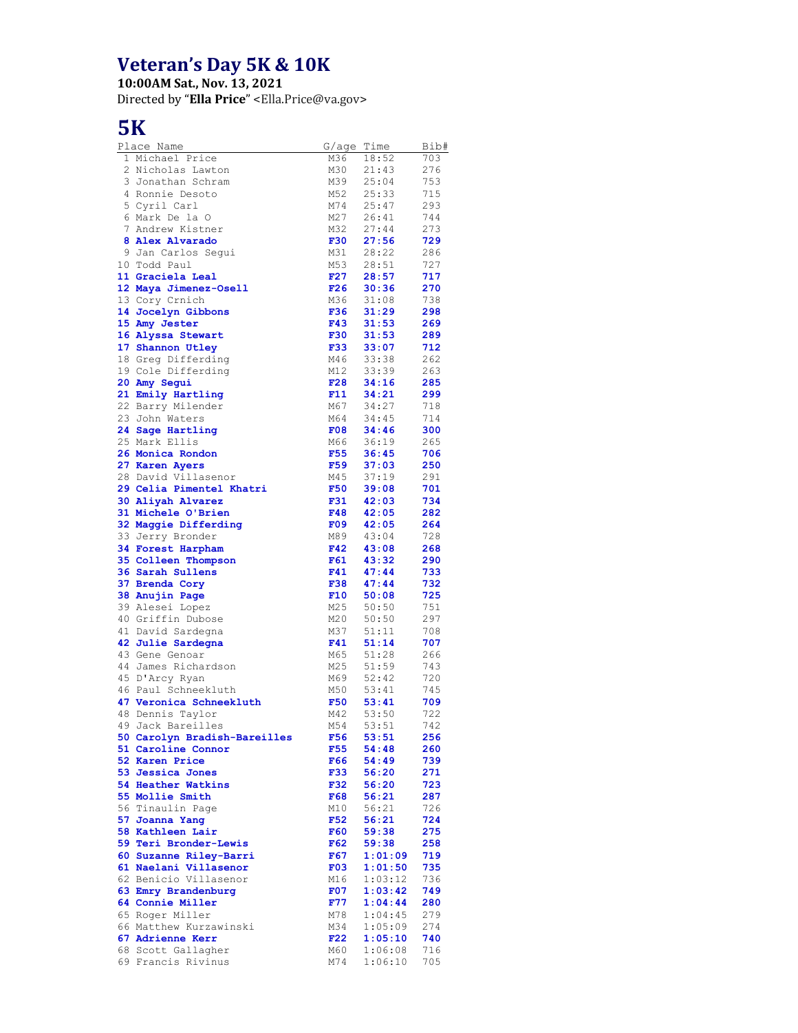# Veteran's Day 5K & 10K

**10:00AM Sat., Nov. 13, 2021**

Directed by "**Ella Price**" <Ella.Price@va.gov>

## 5K

| Place | Name | G/age | Time | Bib# |
|---|---|---|---|---|
| 1 | Michael Price | M36 | 18:52 | 703 |
| 2 | Nicholas Lawton | M30 | 21:43 | 276 |
| 3 | Jonathan Schram | M39 | 25:04 | 753 |
| 4 | Ronnie Desoto | M52 | 25:33 | 715 |
| 5 | Cyril Carl | M74 | 25:47 | 293 |
| 6 | Mark De la O | M27 | 26:41 | 744 |
| 7 | Andrew Kistner | M32 | 27:44 | 273 |
| **8** | **Alex Alvarado** | **F30** | **27:56** | **729** |
| 9 | Jan Carlos Segui | M31 | 28:22 | 286 |
| 10 | Todd Paul | M53 | 28:51 | 727 |
| **11** | **Graciela Leal** | **F27** | **28:57** | **717** |
| **12** | **Maya Jimenez-Osell** | **F26** | **30:36** | **270** |
| 13 | Cory Crnich | M36 | 31:08 | 738 |
| **14** | **Jocelyn Gibbons** | **F36** | **31:29** | **298** |
| **15** | **Amy Jester** | **F43** | **31:53** | **269** |
| **16** | **Alyssa Stewart** | **F30** | **31:53** | **289** |
| **17** | **Shannon Utley** | **F33** | **33:07** | **712** |
| 18 | Greg Differding | M46 | 33:38 | 262 |
| 19 | Cole Differding | M12 | 33:39 | 263 |
| **20** | **Amy Segui** | **F28** | **34:16** | **285** |
| **21** | **Emily Hartling** | **F11** | **34:21** | **299** |
| 22 | Barry Milender | M67 | 34:27 | 718 |
| 23 | John Waters | M64 | 34:45 | 714 |
| **24** | **Sage Hartling** | **F08** | **34:46** | **300** |
| 25 | Mark Ellis | M66 | 36:19 | 265 |
| **26** | **Monica Rondon** | **F55** | **36:45** | **706** |
| **27** | **Karen Ayers** | **F59** | **37:03** | **250** |
| 28 | David Villasenor | M45 | 37:19 | 291 |
| **29** | **Celia Pimentel Khatri** | **F50** | **39:08** | **701** |
| **30** | **Aliyah Alvarez** | **F31** | **42:03** | **734** |
| **31** | **Michele O'Brien** | **F48** | **42:05** | **282** |
| **32** | **Maggie Differding** | **F09** | **42:05** | **264** |
| 33 | Jerry Bronder | M89 | 43:04 | 728 |
| **34** | **Forest Harpham** | **F42** | **43:08** | **268** |
| **35** | **Colleen Thompson** | **F61** | **43:32** | **290** |
| **36** | **Sarah Sullens** | **F41** | **47:44** | **733** |
| **37** | **Brenda Cory** | **F38** | **47:44** | **732** |
| **38** | **Anujin Page** | **F10** | **50:08** | **725** |
| 39 | Alesei Lopez | M25 | 50:50 | 751 |
| 40 | Griffin Dubose | M20 | 50:50 | 297 |
| 41 | David Sardegna | M37 | 51:11 | 708 |
| **42** | **Julie Sardegna** | **F41** | **51:14** | **707** |
| 43 | Gene Genoar | M65 | 51:28 | 266 |
| 44 | James Richardson | M25 | 51:59 | 743 |
| 45 | D'Arcy Ryan | M69 | 52:42 | 720 |
| 46 | Paul Schneekluth | M50 | 53:41 | 745 |
| **47** | **Veronica Schneekluth** | **F50** | **53:41** | **709** |
| 48 | Dennis Taylor | M42 | 53:50 | 722 |
| 49 | Jack Bareilles | M54 | 53:51 | 742 |
| **50** | **Carolyn Bradish-Bareilles** | **F56** | **53:51** | **256** |
| **51** | **Caroline Connor** | **F55** | **54:48** | **260** |
| **52** | **Karen Price** | **F66** | **54:49** | **739** |
| **53** | **Jessica Jones** | **F33** | **56:20** | **271** |
| **54** | **Heather Watkins** | **F32** | **56:20** | **723** |
| **55** | **Mollie Smith** | **F68** | **56:21** | **287** |
| 56 | Tinaulin Page | M10 | 56:21 | 726 |
| **57** | **Joanna Yang** | **F52** | **56:21** | **724** |
| **58** | **Kathleen Lair** | **F60** | **59:38** | **275** |
| **59** | **Teri Bronder-Lewis** | **F62** | **59:38** | **258** |
| **60** | **Suzanne Riley-Barri** | **F67** | **1:01:09** | **719** |
| **61** | **Naelani Villasenor** | **F03** | **1:01:50** | **735** |
| 62 | Benicio Villasenor | M16 | 1:03:12 | 736 |
| **63** | **Emry Brandenburg** | **F07** | **1:03:42** | **749** |
| **64** | **Connie Miller** | **F77** | **1:04:44** | **280** |
| 65 | Roger Miller | M78 | 1:04:45 | 279 |
| 66 | Matthew Kurzawinski | M34 | 1:05:09 | 274 |
| **67** | **Adrienne Kerr** | **F22** | **1:05:10** | **740** |
| 68 | Scott Gallagher | M60 | 1:06:08 | 716 |
| 69 | Francis Rivinus | M74 | 1:06:10 | 705 |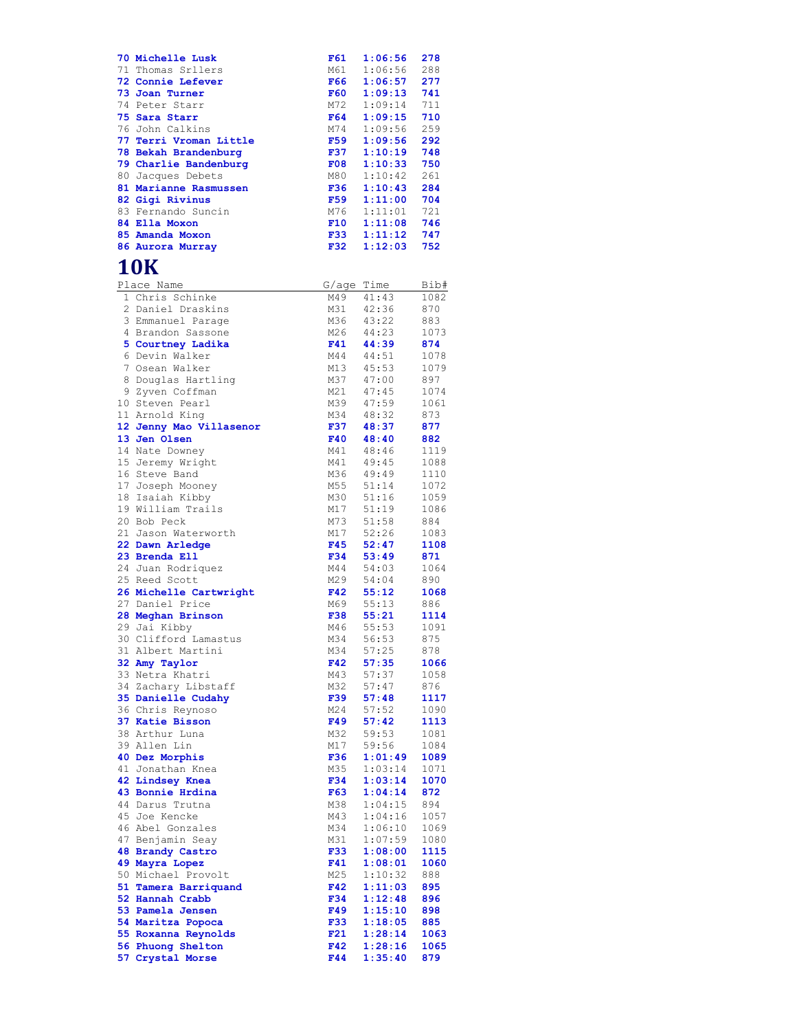| | | | |
|---|---|---|---|
| **70 Michelle Lusk** | **F61** | **1:06:56** | **278** |
| 71 Thomas Srllers | M61 | 1:06:56 | 288 |
| **72 Connie Lefever** | **F66** | **1:06:57** | **277** |
| **73 Joan Turner** | **F60** | **1:09:13** | **741** |
| 74 Peter Starr | M72 | 1:09:14 | 711 |
| **75 Sara Starr** | **F64** | **1:09:15** | **710** |
| 76 John Calkins | M74 | 1:09:56 | 259 |
| **77 Terri Vroman Little** | **F59** | **1:09:56** | **292** |
| **78 Bekah Brandenburg** | **F37** | **1:10:19** | **748** |
| **79 Charlie Bandenburg** | **F08** | **1:10:33** | **750** |
| 80 Jacques Debets | M80 | 1:10:42 | 261 |
| **81 Marianne Rasmussen** | **F36** | **1:10:43** | **284** |
| **82 Gigi Rivinus** | **F59** | **1:11:00** | **704** |
| 83 Fernando Suncin | M76 | 1:11:01 | 721 |
| **84 Ella Moxon** | **F10** | **1:11:08** | **746** |
| **85 Amanda Moxon** | **F33** | **1:11:12** | **747** |
| **86 Aurora Murray** | **F32** | **1:12:03** | **752** |

# 10K

| Place Name | G/age | Time | Bib# |
|---|---|---|---|
| 1 Chris Schinke | M49 | 41:43 | 1082 |
| 2 Daniel Draskins | M31 | 42:36 | 870 |
| 3 Emmanuel Parage | M36 | 43:22 | 883 |
| 4 Brandon Sassone | M26 | 44:23 | 1073 |
| **5 Courtney Ladika** | **F41** | **44:39** | **874** |
| 6 Devin Walker | M44 | 44:51 | 1078 |
| 7 Osean Walker | M13 | 45:53 | 1079 |
| 8 Douglas Hartling | M37 | 47:00 | 897 |
| 9 Zyven Coffman | M21 | 47:45 | 1074 |
| 10 Steven Pearl | M39 | 47:59 | 1061 |
| 11 Arnold King | M34 | 48:32 | 873 |
| **12 Jenny Mao Villasenor** | **F37** | **48:37** | **877** |
| **13 Jen Olsen** | **F40** | **48:40** | **882** |
| 14 Nate Downey | M41 | 48:46 | 1119 |
| 15 Jeremy Wright | M41 | 49:45 | 1088 |
| 16 Steve Band | M36 | 49:49 | 1110 |
| 17 Joseph Mooney | M55 | 51:14 | 1072 |
| 18 Isaiah Kibby | M30 | 51:16 | 1059 |
| 19 William Trails | M17 | 51:19 | 1086 |
| 20 Bob Peck | M73 | 51:58 | 884 |
| 21 Jason Waterworth | M17 | 52:26 | 1083 |
| **22 Dawn Arledge** | **F45** | **52:47** | **1108** |
| **23 Brenda Ell** | **F34** | **53:49** | **871** |
| 24 Juan Rodriquez | M44 | 54:03 | 1064 |
| 25 Reed Scott | M29 | 54:04 | 890 |
| **26 Michelle Cartwright** | **F42** | **55:12** | **1068** |
| 27 Daniel Price | M69 | 55:13 | 886 |
| **28 Meghan Brinson** | **F38** | **55:21** | **1114** |
| 29 Jai Kibby | M46 | 55:53 | 1091 |
| 30 Clifford Lamastus | M34 | 56:53 | 875 |
| 31 Albert Martini | M34 | 57:25 | 878 |
| **32 Amy Taylor** | **F42** | **57:35** | **1066** |
| 33 Netra Khatri | M43 | 57:37 | 1058 |
| 34 Zachary Libstaff | M32 | 57:47 | 876 |
| **35 Danielle Cudahy** | **F39** | **57:48** | **1117** |
| 36 Chris Reynoso | M24 | 57:52 | 1090 |
| **37 Katie Bisson** | **F49** | **57:42** | **1113** |
| 38 Arthur Luna | M32 | 59:53 | 1081 |
| 39 Allen Lin | M17 | 59:56 | 1084 |
| **40 Dez Morphis** | **F36** | **1:01:49** | **1089** |
| 41 Jonathan Knea | M35 | 1:03:14 | 1071 |
| **42 Lindsey Knea** | **F34** | **1:03:14** | **1070** |
| **43 Bonnie Hrdina** | **F63** | **1:04:14** | **872** |
| 44 Darus Trutna | M38 | 1:04:15 | 894 |
| 45 Joe Kencke | M43 | 1:04:16 | 1057 |
| 46 Abel Gonzales | M34 | 1:06:10 | 1069 |
| 47 Benjamin Seay | M31 | 1:07:59 | 1080 |
| **48 Brandy Castro** | **F33** | **1:08:00** | **1115** |
| **49 Mayra Lopez** | **F41** | **1:08:01** | **1060** |
| 50 Michael Provolt | M25 | 1:10:32 | 888 |
| **51 Tamera Barriquand** | **F42** | **1:11:03** | **895** |
| **52 Hannah Crabb** | **F34** | **1:12:48** | **896** |
| **53 Pamela Jensen** | **F49** | **1:15:10** | **898** |
| **54 Maritza Popoca** | **F33** | **1:18:05** | **885** |
| **55 Roxanna Reynolds** | **F21** | **1:28:14** | **1063** |
| **56 Phuong Shelton** | **F42** | **1:28:16** | **1065** |
| **57 Crystal Morse** | **F44** | **1:35:40** | **879** |